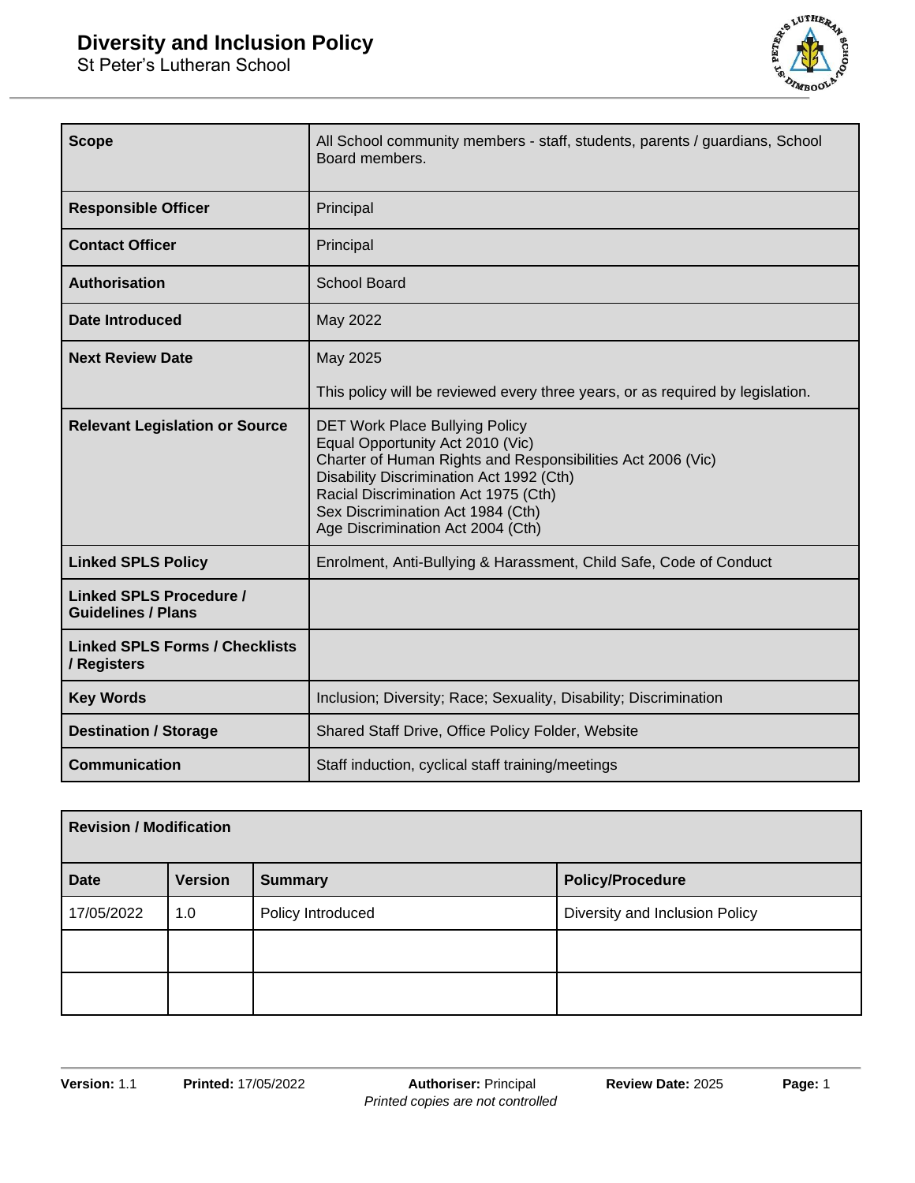# Diversity and Inclusion Policy

St Peter's Lutheran School

| | |
|---|---|
| **Scope** | All School community members - staff, students, parents / guardians, School Board members. |
| **Responsible Officer** | Principal |
| **Contact Officer** | Principal |
| **Authorisation** | School Board |
| **Date Introduced** | May 2022 |
| **Next Review Date** | May 2025<br><br>This policy will be reviewed every three years, or as required by legislation. |
| **Relevant Legislation or Source** | DET Work Place Bullying Policy<br>Equal Opportunity Act 2010 (Vic)<br>Charter of Human Rights and Responsibilities Act 2006 (Vic)<br>Disability Discrimination Act 1992 (Cth)<br>Racial Discrimination Act 1975 (Cth)<br>Sex Discrimination Act 1984 (Cth)<br>Age Discrimination Act 2004 (Cth) |
| **Linked SPLS Policy** | Enrolment, Anti-Bullying & Harassment, Child Safe, Code of Conduct |
| **Linked SPLS Procedure / Guidelines / Plans** | |
| **Linked SPLS Forms / Checklists / Registers** | |
| **Key Words** | Inclusion; Diversity; Race; Sexuality, Disability; Discrimination |
| **Destination / Storage** | Shared Staff Drive, Office Policy Folder, Website |
| **Communication** | Staff induction, cyclical staff training/meetings |

| **Revision / Modification** | | | |
|---|---|---|---|
| **Date** | **Version** | **Summary** | **Policy/Procedure** |
| 17/05/2022 | 1.0 | Policy Introduced | Diversity and Inclusion Policy |
| | | | |
| | | | |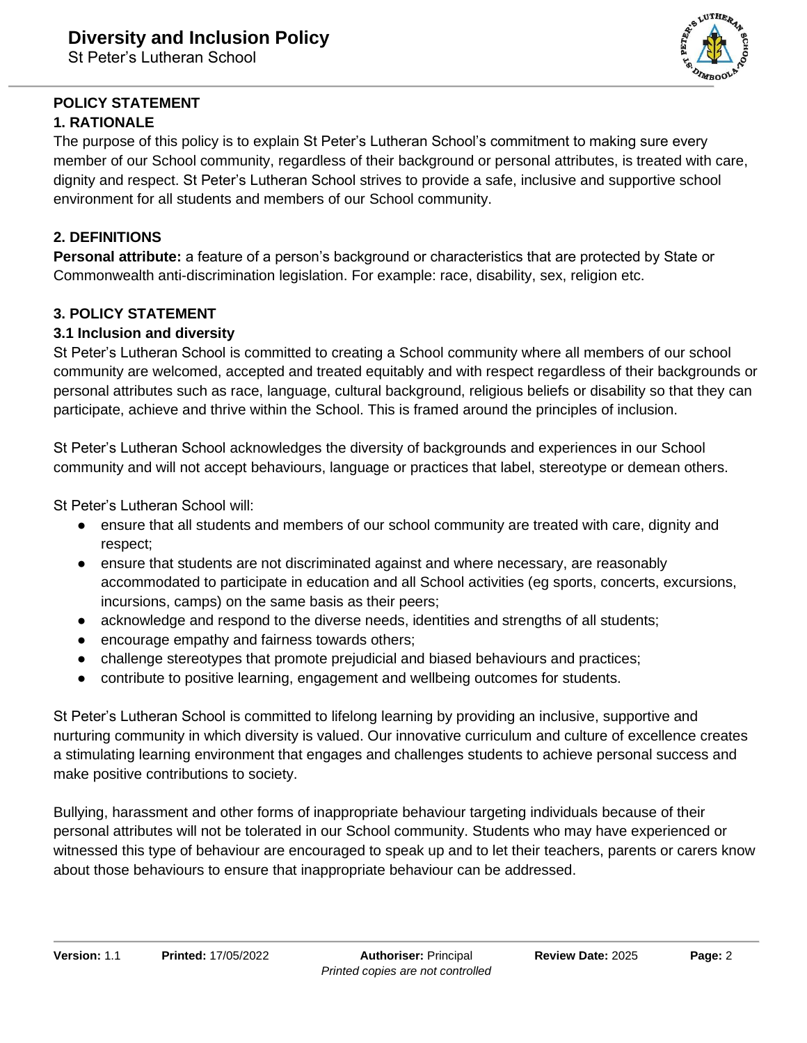**POLICY STATEMENT**

## 1. RATIONALE

The purpose of this policy is to explain St Peter's Lutheran School's commitment to making sure every member of our School community, regardless of their background or personal attributes, is treated with care, dignity and respect. St Peter's Lutheran School strives to provide a safe, inclusive and supportive school environment for all students and members of our School community.

## 2. DEFINITIONS

**Personal attribute:** a feature of a person's background or characteristics that are protected by State or Commonwealth anti-discrimination legislation. For example: race, disability, sex, religion etc.

## 3. POLICY STATEMENT

### 3.1 Inclusion and diversity

St Peter's Lutheran School is committed to creating a School community where all members of our school community are welcomed, accepted and treated equitably and with respect regardless of their backgrounds or personal attributes such as race, language, cultural background, religious beliefs or disability so that they can participate, achieve and thrive within the School. This is framed around the principles of inclusion.

St Peter's Lutheran School acknowledges the diversity of backgrounds and experiences in our School community and will not accept behaviours, language or practices that label, stereotype or demean others.

St Peter's Lutheran School will:

- ensure that all students and members of our school community are treated with care, dignity and respect;
- ensure that students are not discriminated against and where necessary, are reasonably accommodated to participate in education and all School activities (eg sports, concerts, excursions, incursions, camps) on the same basis as their peers;
- acknowledge and respond to the diverse needs, identities and strengths of all students;
- encourage empathy and fairness towards others;
- challenge stereotypes that promote prejudicial and biased behaviours and practices;
- contribute to positive learning, engagement and wellbeing outcomes for students.

St Peter's Lutheran School is committed to lifelong learning by providing an inclusive, supportive and nurturing community in which diversity is valued. Our innovative curriculum and culture of excellence creates a stimulating learning environment that engages and challenges students to achieve personal success and make positive contributions to society.

Bullying, harassment and other forms of inappropriate behaviour targeting individuals because of their personal attributes will not be tolerated in our School community. Students who may have experienced or witnessed this type of behaviour are encouraged to speak up and to let their teachers, parents or carers know about those behaviours to ensure that inappropriate behaviour can be addressed.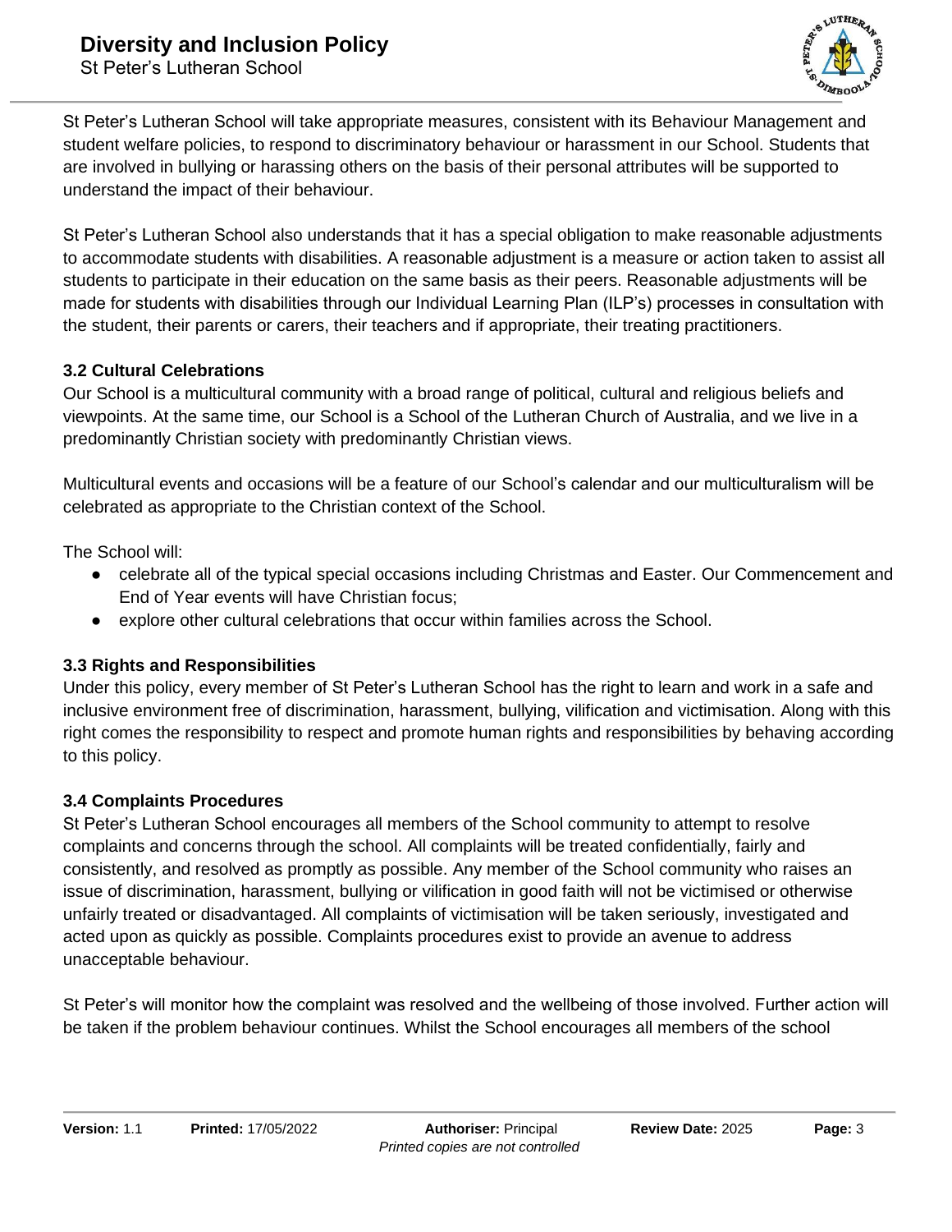St Peter's Lutheran School will take appropriate measures, consistent with its Behaviour Management and student welfare policies, to respond to discriminatory behaviour or harassment in our School. Students that are involved in bullying or harassing others on the basis of their personal attributes will be supported to understand the impact of their behaviour.

St Peter's Lutheran School also understands that it has a special obligation to make reasonable adjustments to accommodate students with disabilities. A reasonable adjustment is a measure or action taken to assist all students to participate in their education on the same basis as their peers. Reasonable adjustments will be made for students with disabilities through our Individual Learning Plan (ILP's) processes in consultation with the student, their parents or carers, their teachers and if appropriate, their treating practitioners.

### 3.2 Cultural Celebrations

Our School is a multicultural community with a broad range of political, cultural and religious beliefs and viewpoints. At the same time, our School is a School of the Lutheran Church of Australia, and we live in a predominantly Christian society with predominantly Christian views.

Multicultural events and occasions will be a feature of our School's calendar and our multiculturalism will be celebrated as appropriate to the Christian context of the School.

The School will:

- celebrate all of the typical special occasions including Christmas and Easter. Our Commencement and End of Year events will have Christian focus;
- explore other cultural celebrations that occur within families across the School.

### 3.3 Rights and Responsibilities

Under this policy, every member of St Peter's Lutheran School has the right to learn and work in a safe and inclusive environment free of discrimination, harassment, bullying, vilification and victimisation. Along with this right comes the responsibility to respect and promote human rights and responsibilities by behaving according to this policy.

### 3.4 Complaints Procedures

St Peter's Lutheran School encourages all members of the School community to attempt to resolve complaints and concerns through the school. All complaints will be treated confidentially, fairly and consistently, and resolved as promptly as possible. Any member of the School community who raises an issue of discrimination, harassment, bullying or vilification in good faith will not be victimised or otherwise unfairly treated or disadvantaged. All complaints of victimisation will be taken seriously, investigated and acted upon as quickly as possible. Complaints procedures exist to provide an avenue to address unacceptable behaviour.

St Peter's will monitor how the complaint was resolved and the wellbeing of those involved. Further action will be taken if the problem behaviour continues. Whilst the School encourages all members of the school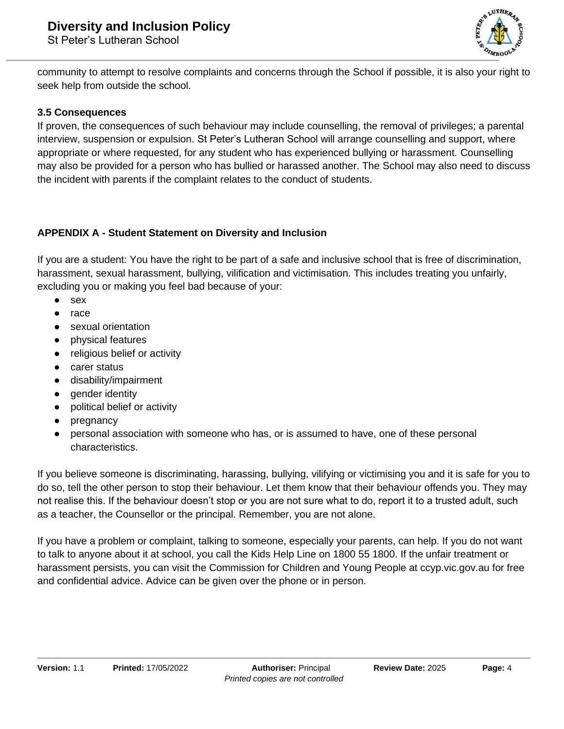community to attempt to resolve complaints and concerns through the School if possible, it is also your right to seek help from outside the school.

### 3.5 Consequences

If proven, the consequences of such behaviour may include counselling, the removal of privileges; a parental interview, suspension or expulsion. St Peter's Lutheran School will arrange counselling and support, where appropriate or where requested, for any student who has experienced bullying or harassment. Counselling may also be provided for a person who has bullied or harassed another. The School may also need to discuss the incident with parents if the complaint relates to the conduct of students.

### APPENDIX A - Student Statement on Diversity and Inclusion

If you are a student: You have the right to be part of a safe and inclusive school that is free of discrimination, harassment, sexual harassment, bullying, vilification and victimisation. This includes treating you unfairly, excluding you or making you feel bad because of your:

- sex
- race
- sexual orientation
- physical features
- religious belief or activity
- carer status
- disability/impairment
- gender identity
- political belief or activity
- pregnancy
- personal association with someone who has, or is assumed to have, one of these personal characteristics.

If you believe someone is discriminating, harassing, bullying, vilifying or victimising you and it is safe for you to do so, tell the other person to stop their behaviour. Let them know that their behaviour offends you. They may not realise this. If the behaviour doesn't stop or you are not sure what to do, report it to a trusted adult, such as a teacher, the Counsellor or the principal. Remember, you are not alone.

If you have a problem or complaint, talking to someone, especially your parents, can help. If you do not want to talk to anyone about it at school, you call the Kids Help Line on 1800 55 1800. If the unfair treatment or harassment persists, you can visit the Commission for Children and Young People at ccyp.vic.gov.au for free and confidential advice. Advice can be given over the phone or in person.